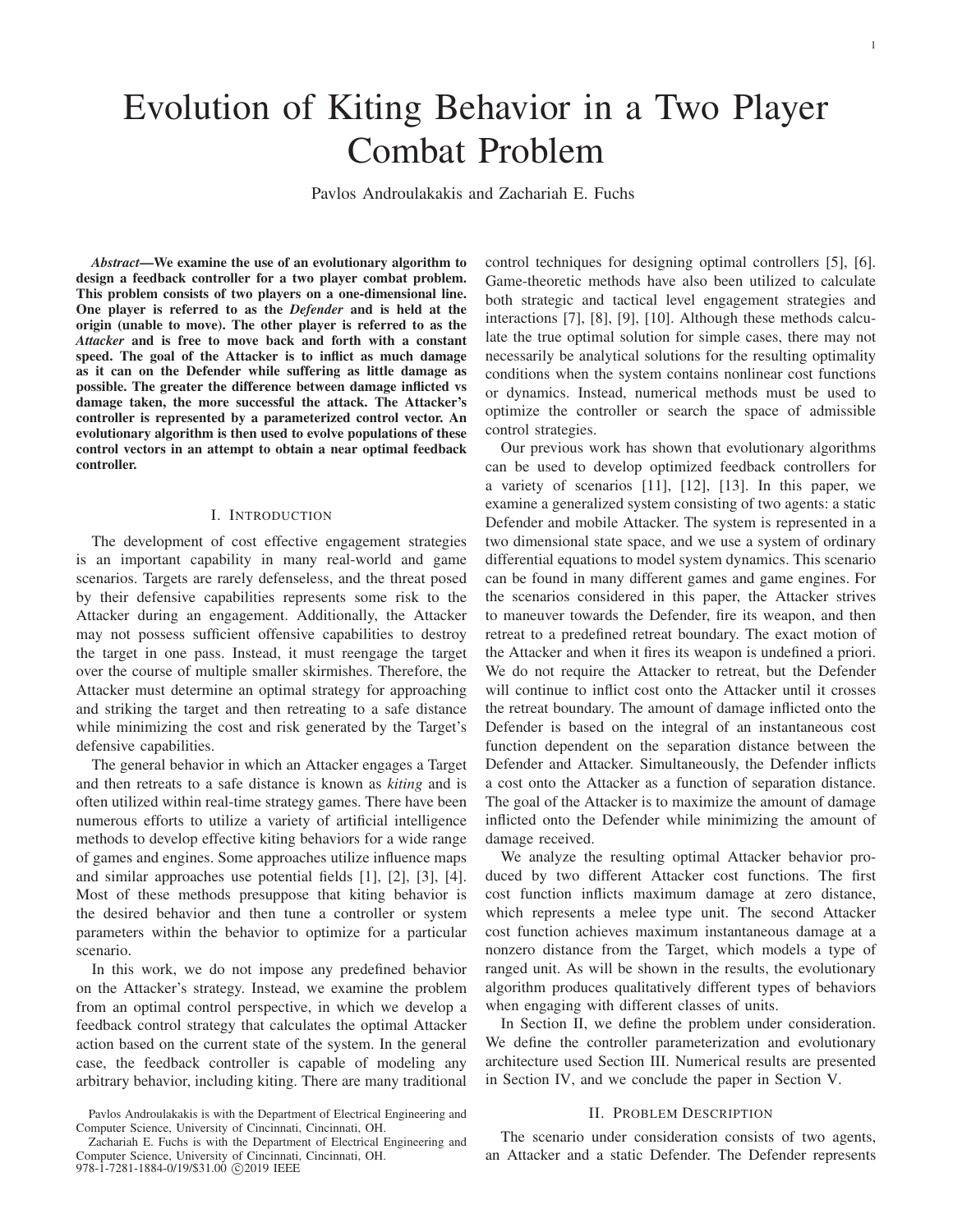# Evolution of Kiting Behavior in a Two Player Combat Problem

Pavlos Androulakakis and Zachariah E. Fuchs

***Abstract*—We examine the use of an evolutionary algorithm to design a feedback controller for a two player combat problem. This problem consists of two players on a one-dimensional line. One player is referred to as the *Defender* and is held at the origin (unable to move). The other player is referred to as the *Attacker* and is free to move back and forth with a constant speed. The goal of the Attacker is to inflict as much damage as it can on the Defender while suffering as little damage as possible. The greater the difference between damage inflicted vs damage taken, the more successful the attack. The Attacker's controller is represented by a parameterized control vector. An evolutionary algorithm is then used to evolve populations of these control vectors in an attempt to obtain a near optimal feedback controller.**

## I. Introduction

The development of cost effective engagement strategies is an important capability in many real-world and game scenarios. Targets are rarely defenseless, and the threat posed by their defensive capabilities represents some risk to the Attacker during an engagement. Additionally, the Attacker may not possess sufficient offensive capabilities to destroy the target in one pass. Instead, it must reengage the target over the course of multiple smaller skirmishes. Therefore, the Attacker must determine an optimal strategy for approaching and striking the target and then retreating to a safe distance while minimizing the cost and risk generated by the Target's defensive capabilities.

The general behavior in which an Attacker engages a Target and then retreats to a safe distance is known as *kiting* and is often utilized within real-time strategy games. There have been numerous efforts to utilize a variety of artificial intelligence methods to develop effective kiting behaviors for a wide range of games and engines. Some approaches utilize influence maps and similar approaches use potential fields [1], [2], [3], [4]. Most of these methods presuppose that kiting behavior is the desired behavior and then tune a controller or system parameters within the behavior to optimize for a particular scenario.

In this work, we do not impose any predefined behavior on the Attacker's strategy. Instead, we examine the problem from an optimal control perspective, in which we develop a feedback control strategy that calculates the optimal Attacker action based on the current state of the system. In the general case, the feedback controller is capable of modeling any arbitrary behavior, including kiting. There are many traditional control techniques for designing optimal controllers [5], [6]. Game-theoretic methods have also been utilized to calculate both strategic and tactical level engagement strategies and interactions [7], [8], [9], [10]. Although these methods calculate the true optimal solution for simple cases, there may not necessarily be analytical solutions for the resulting optimality conditions when the system contains nonlinear cost functions or dynamics. Instead, numerical methods must be used to optimize the controller or search the space of admissible control strategies.

Our previous work has shown that evolutionary algorithms can be used to develop optimized feedback controllers for a variety of scenarios [11], [12], [13]. In this paper, we examine a generalized system consisting of two agents: a static Defender and mobile Attacker. The system is represented in a two dimensional state space, and we use a system of ordinary differential equations to model system dynamics. This scenario can be found in many different games and game engines. For the scenarios considered in this paper, the Attacker strives to maneuver towards the Defender, fire its weapon, and then retreat to a predefined retreat boundary. The exact motion of the Attacker and when it fires its weapon is undefined a priori. We do not require the Attacker to retreat, but the Defender will continue to inflict cost onto the Attacker until it crosses the retreat boundary. The amount of damage inflicted onto the Defender is based on the integral of an instantaneous cost function dependent on the separation distance between the Defender and Attacker. Simultaneously, the Defender inflicts a cost onto the Attacker as a function of separation distance. The goal of the Attacker is to maximize the amount of damage inflicted onto the Defender while minimizing the amount of damage received.

We analyze the resulting optimal Attacker behavior produced by two different Attacker cost functions. The first cost function inflicts maximum damage at zero distance, which represents a melee type unit. The second Attacker cost function achieves maximum instantaneous damage at a nonzero distance from the Target, which models a type of ranged unit. As will be shown in the results, the evolutionary algorithm produces qualitatively different types of behaviors when engaging with different classes of units.

In Section II, we define the problem under consideration. We define the controller parameterization and evolutionary architecture used Section III. Numerical results are presented in Section IV, and we conclude the paper in Section V.

## II. Problem Description

The scenario under consideration consists of two agents, an Attacker and a static Defender. The Defender represents

Pavlos Androulakakis is with the Department of Electrical Engineering and Computer Science, University of Cincinnati, Cincinnati, OH.

Zachariah E. Fuchs is with the Department of Electrical Engineering and Computer Science, University of Cincinnati, Cincinnati, OH.

978-1-7281-1884-0/19/$31.00 ©2019 IEEE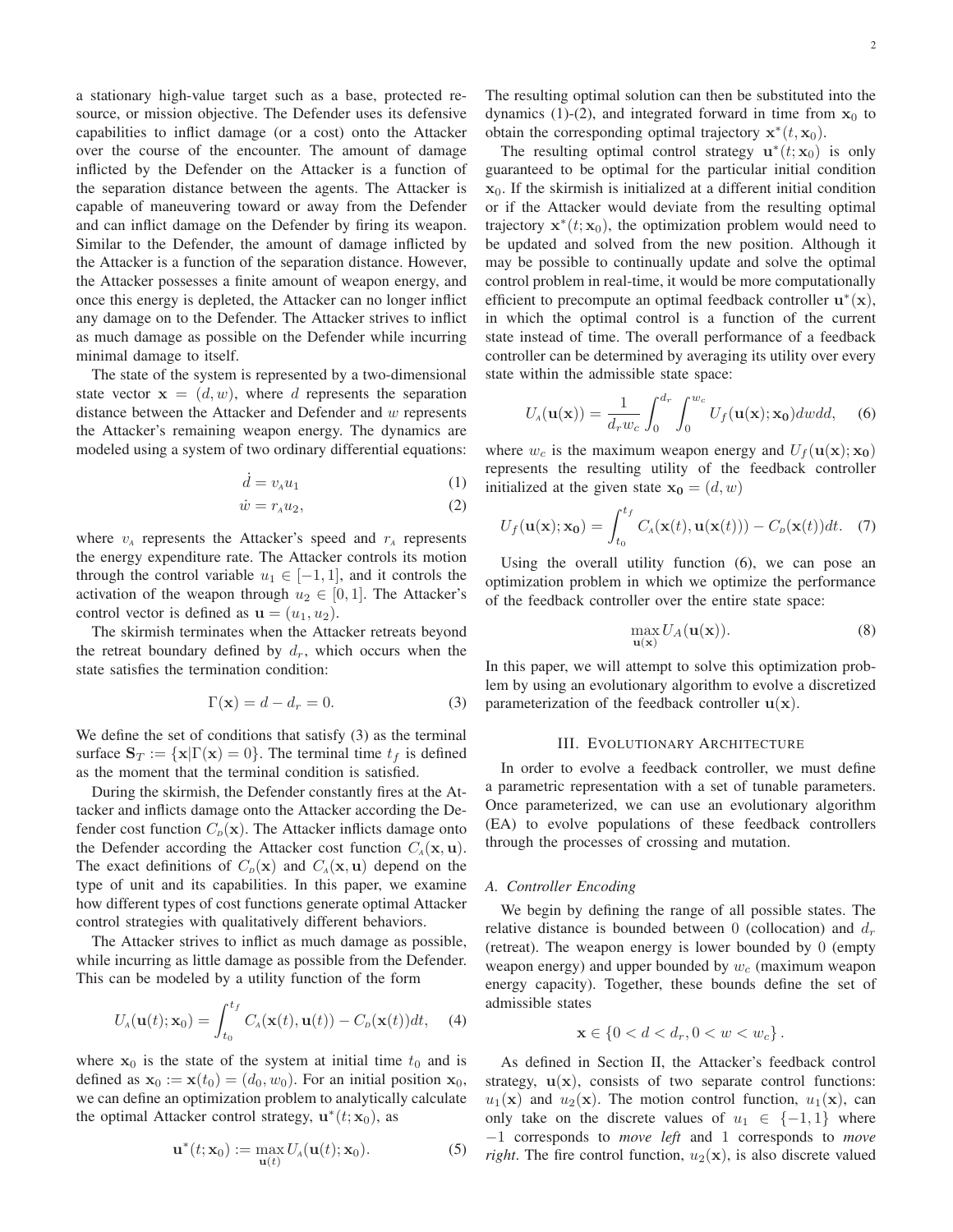a stationary high-value target such as a base, protected resource, or mission objective. The Defender uses its defensive capabilities to inflict damage (or a cost) onto the Attacker over the course of the encounter. The amount of damage inflicted by the Defender on the Attacker is a function of the separation distance between the agents. The Attacker is capable of maneuvering toward or away from the Defender and can inflict damage on the Defender by firing its weapon. Similar to the Defender, the amount of damage inflicted by the Attacker is a function of the separation distance. However, the Attacker possesses a finite amount of weapon energy, and once this energy is depleted, the Attacker can no longer inflict any damage on to the Defender. The Attacker strives to inflict as much damage as possible on the Defender while incurring minimal damage to itself.

The state of the system is represented by a two-dimensional state vector $\mathbf{x} = (d, w)$, where $d$ represents the separation distance between the Attacker and Defender and $w$ represents the Attacker's remaining weapon energy. The dynamics are modeled using a system of two ordinary differential equations:

$$\dot{d} = v_A u_1 \tag{1}$$

$$\dot{w} = r_A u_2, \tag{2}$$

where $v_A$ represents the Attacker's speed and $r_A$ represents the energy expenditure rate. The Attacker controls its motion through the control variable $u_1 \in [-1, 1]$, and it controls the activation of the weapon through $u_2 \in [0, 1]$. The Attacker's control vector is defined as $\mathbf{u} = (u_1, u_2)$.

The skirmish terminates when the Attacker retreats beyond the retreat boundary defined by $d_r$, which occurs when the state satisfies the termination condition:

$$\Gamma(\mathbf{x}) = d - d_r = 0. \tag{3}$$

We define the set of conditions that satisfy (3) as the terminal surface $\mathbf{S}_T := \{\mathbf{x} | \Gamma(\mathbf{x}) = 0\}$. The terminal time $t_f$ is defined as the moment that the terminal condition is satisfied.

During the skirmish, the Defender constantly fires at the Attacker and inflicts damage onto the Attacker according the Defender cost function $C_D(\mathbf{x})$. The Attacker inflicts damage onto the Defender according the Attacker cost function $C_A(\mathbf{x}, \mathbf{u})$. The exact definitions of $C_D(\mathbf{x})$ and $C_A(\mathbf{x}, \mathbf{u})$ depend on the type of unit and its capabilities. In this paper, we examine how different types of cost functions generate optimal Attacker control strategies with qualitatively different behaviors.

The Attacker strives to inflict as much damage as possible, while incurring as little damage as possible from the Defender. This can be modeled by a utility function of the form

$$U_A(\mathbf{u}(t); \mathbf{x}_0) = \int_{t_0}^{t_f} C_A(\mathbf{x}(t), \mathbf{u}(t)) - C_D(\mathbf{x}(t)) dt, \tag{4}$$

where $\mathbf{x}_0$ is the state of the system at initial time $t_0$ and is defined as $\mathbf{x}_0 := \mathbf{x}(t_0) = (d_0, w_0)$. For an initial position $\mathbf{x}_0$, we can define an optimization problem to analytically calculate the optimal Attacker control strategy, $\mathbf{u}^*(t; \mathbf{x}_0)$, as

$$\mathbf{u}^*(t; \mathbf{x}_0) := \max_{\mathbf{u}(t)} U_A(\mathbf{u}(t); \mathbf{x}_0). \tag{5}$$

The resulting optimal solution can then be substituted into the dynamics (1)-(2), and integrated forward in time from $\mathbf{x}_0$ to obtain the corresponding optimal trajectory $\mathbf{x}^*(t, \mathbf{x}_0)$.

The resulting optimal control strategy $\mathbf{u}^*(t; \mathbf{x}_0)$ is only guaranteed to be optimal for the particular initial condition $\mathbf{x}_0$. If the skirmish is initialized at a different initial condition or if the Attacker would deviate from the resulting optimal trajectory $\mathbf{x}^*(t; \mathbf{x}_0)$, the optimization problem would need to be updated and solved from the new position. Although it may be possible to continually update and solve the optimal control problem in real-time, it would be more computationally efficient to precompute an optimal feedback controller $\mathbf{u}^*(\mathbf{x})$, in which the optimal control is a function of the current state instead of time. The overall performance of a feedback controller can be determined by averaging its utility over every state within the admissible state space:

$$U_A(\mathbf{u}(\mathbf{x})) = \frac{1}{d_r w_c} \int_0^{d_r} \int_0^{w_c} U_f(\mathbf{u}(\mathbf{x}); \mathbf{x_0}) dw dd, \tag{6}$$

where $w_c$ is the maximum weapon energy and $U_f(\mathbf{u}(\mathbf{x}); \mathbf{x_0})$ represents the resulting utility of the feedback controller initialized at the given state $\mathbf{x_0} = (d, w)$

$$U_f(\mathbf{u}(\mathbf{x}); \mathbf{x_0}) = \int_{t_0}^{t_f} C_A(\mathbf{x}(t), \mathbf{u}(\mathbf{x}(t))) - C_D(\mathbf{x}(t)) dt. \tag{7}$$

Using the overall utility function (6), we can pose an optimization problem in which we optimize the performance of the feedback controller over the entire state space:

$$\max_{\mathbf{u}(\mathbf{x})} U_A(\mathbf{u}(\mathbf{x})). \tag{8}$$

In this paper, we will attempt to solve this optimization problem by using an evolutionary algorithm to evolve a discretized parameterization of the feedback controller $\mathbf{u}(\mathbf{x})$.

## III. Evolutionary Architecture

In order to evolve a feedback controller, we must define a parametric representation with a set of tunable parameters. Once parameterized, we can use an evolutionary algorithm (EA) to evolve populations of these feedback controllers through the processes of crossing and mutation.

### A. Controller Encoding

We begin by defining the range of all possible states. The relative distance is bounded between 0 (collocation) and $d_r$ (retreat). The weapon energy is lower bounded by 0 (empty weapon energy) and upper bounded by $w_c$ (maximum weapon energy capacity). Together, these bounds define the set of admissible states

$$\mathbf{x} \in \{0 < d < d_r, 0 < w < w_c\}.$$

As defined in Section II, the Attacker's feedback control strategy, $\mathbf{u}(\mathbf{x})$, consists of two separate control functions: $u_1(\mathbf{x})$ and $u_2(\mathbf{x})$. The motion control function, $u_1(\mathbf{x})$, can only take on the discrete values of $u_1 \in \{-1, 1\}$ where $-1$ corresponds to *move left* and 1 corresponds to *move right*. The fire control function, $u_2(\mathbf{x})$, is also discrete valued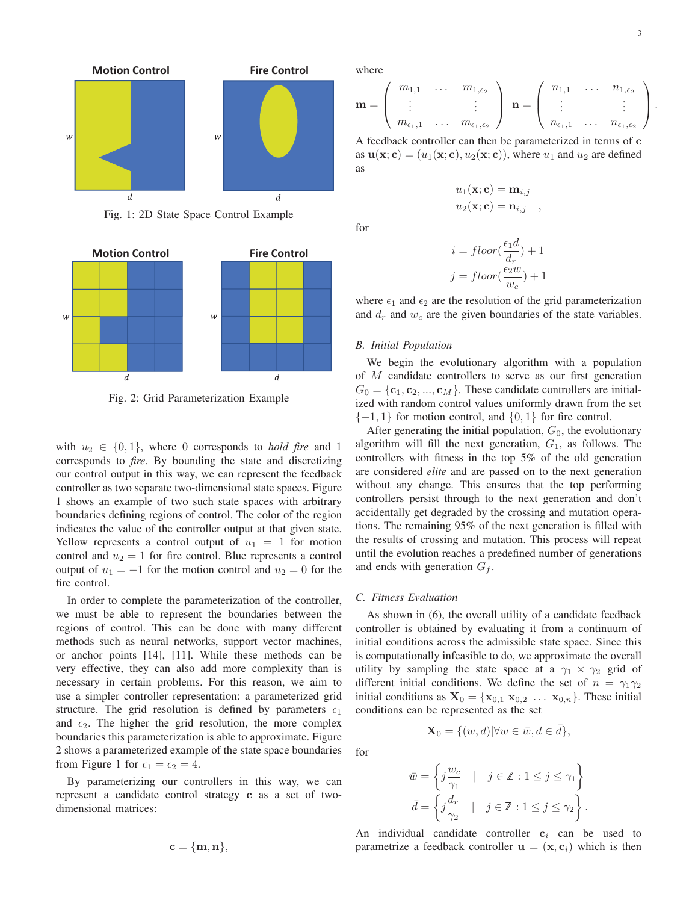Fig. 1: 2D State Space Control Example

Fig. 2: Grid Parameterization Example

with $u_2 \in \{0, 1\}$, where 0 corresponds to *hold fire* and 1 corresponds to *fire*. By bounding the state and discretizing our control output in this way, we can represent the feedback controller as two separate two-dimensional state spaces. Figure 1 shows an example of two such state spaces with arbitrary boundaries defining regions of control. The color of the region indicates the value of the controller output at that given state. Yellow represents a control output of $u_1 = 1$ for motion control and $u_2 = 1$ for fire control. Blue represents a control output of $u_1 = -1$ for the motion control and $u_2 = 0$ for the fire control.

In order to complete the parameterization of the controller, we must be able to represent the boundaries between the regions of control. This can be done with many different methods such as neural networks, support vector machines, or anchor points [14], [11]. While these methods can be very effective, they can also add more complexity than is necessary in certain problems. For this reason, we aim to use a simpler controller representation: a parameterized grid structure. The grid resolution is defined by parameters $\epsilon_1$ and $\epsilon_2$. The higher the grid resolution, the more complex boundaries this parameterization is able to approximate. Figure 2 shows a parameterized example of the state space boundaries from Figure 1 for $\epsilon_1 = \epsilon_2 = 4$.

By parameterizing our controllers in this way, we can represent a candidate control strategy $\mathbf{c}$ as a set of two-dimensional matrices:

$$\mathbf{c} = \{\mathbf{m}, \mathbf{n}\},$$

where

$$\mathbf{m} = \begin{pmatrix} m_{1,1} & \dots & m_{1,\epsilon_2} \\ \vdots & & \vdots \\ m_{\epsilon_1,1} & \dots & m_{\epsilon_1,\epsilon_2} \end{pmatrix} \quad \mathbf{n} = \begin{pmatrix} n_{1,1} & \dots & n_{1,\epsilon_2} \\ \vdots & & \vdots \\ n_{\epsilon_1,1} & \dots & n_{\epsilon_1,\epsilon_2} \end{pmatrix}.$$

A feedback controller can then be parameterized in terms of $\mathbf{c}$ as $\mathbf{u}(\mathbf{x}; \mathbf{c}) = (u_1(\mathbf{x}; \mathbf{c}), u_2(\mathbf{x}; \mathbf{c}))$, where $u_1$ and $u_2$ are defined as

$$\begin{aligned} u_1(\mathbf{x}; \mathbf{c}) &= \mathbf{m}_{i,j} \\ u_2(\mathbf{x}; \mathbf{c}) &= \mathbf{n}_{i,j} \end{aligned} \quad ,$$

for

$$\begin{aligned} i &= floor(\frac{\epsilon_1 d}{d_r}) + 1 \\ j &= floor(\frac{\epsilon_2 w}{w_c}) + 1 \end{aligned}$$

where $\epsilon_1$ and $\epsilon_2$ are the resolution of the grid parameterization and $d_r$ and $w_c$ are the given boundaries of the state variables.

### B. Initial Population

We begin the evolutionary algorithm with a population of $M$ candidate controllers to serve as our first generation $G_0 = \{\mathbf{c}_1, \mathbf{c}_2, ..., \mathbf{c}_M\}$. These candidate controllers are initialized with random control values uniformly drawn from the set $\{-1, 1\}$ for motion control, and $\{0, 1\}$ for fire control.

After generating the initial population, $G_0$, the evolutionary algorithm will fill the next generation, $G_1$, as follows. The controllers with fitness in the top 5% of the old generation are considered *elite* and are passed on to the next generation without any change. This ensures that the top performing controllers persist through to the next generation and don't accidentally get degraded by the crossing and mutation operations. The remaining 95% of the next generation is filled with the results of crossing and mutation. This process will repeat until the evolution reaches a predefined number of generations and ends with generation $G_f$.

### C. Fitness Evaluation

As shown in (6), the overall utility of a candidate feedback controller is obtained by evaluating it from a continuum of initial conditions across the admissible state space. Since this is computationally infeasible to do, we approximate the overall utility by sampling the state space at a $\gamma_1 \times \gamma_2$ grid of different initial conditions. We define the set of $n = \gamma_1\gamma_2$ initial conditions as $\mathbf{X}_0 = \{\mathbf{x}_{0,1}\ \mathbf{x}_{0,2}\ \dots\ \mathbf{x}_{0,n}\}$. These initial conditions can be represented as the set

$$\mathbf{X}_0 = \{(w, d) | \forall w \in \bar{w}, d \in \bar{d}\},$$

for

$$\begin{aligned} \bar{w} &= \left\{ j\frac{w_c}{\gamma_1} \quad | \quad j \in \mathbb{Z} : 1 \leq j \leq \gamma_1 \right\} \\ \bar{d} &= \left\{ j\frac{d_r}{\gamma_2} \quad | \quad j \in \mathbb{Z} : 1 \leq j \leq \gamma_2 \right\}. \end{aligned}$$

An individual candidate controller $\mathbf{c}_i$ can be used to parametrize a feedback controller $\mathbf{u} = (\mathbf{x}, \mathbf{c}_i)$ which is then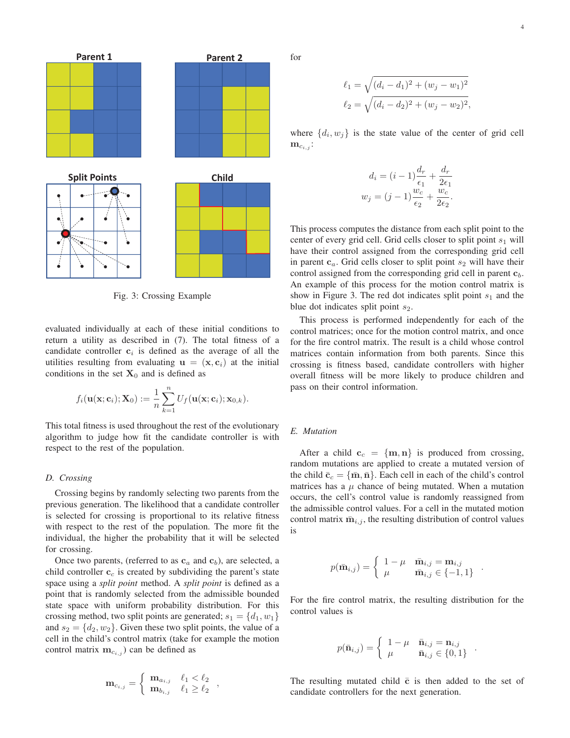Fig. 3: Crossing Example

evaluated individually at each of these initial conditions to return a utility as described in (7). The total fitness of a candidate controller $\mathbf{c}_i$ is defined as the average of all the utilities resulting from evaluating $\mathbf{u} = (\mathbf{x}, \mathbf{c}_i)$ at the initial conditions in the set $\mathbf{X}_0$ and is defined as

$$f_i(\mathbf{u}(\mathbf{x};\mathbf{c}_i);\mathbf{X}_0) := \frac{1}{n}\sum_{k=1}^{n} U_f(\mathbf{u}(\mathbf{x};\mathbf{c}_i);\mathbf{x}_{0,k}).$$

This total fitness is used throughout the rest of the evolutionary algorithm to judge how fit the candidate controller is with respect to the rest of the population.

### D. Crossing

Crossing begins by randomly selecting two parents from the previous generation. The likelihood that a candidate controller is selected for crossing is proportional to its relative fitness with respect to the rest of the population. The more fit the individual, the higher the probability that it will be selected for crossing.

Once two parents, (referred to as $\mathbf{c}_a$ and $\mathbf{c}_b$), are selected, a child controller $\mathbf{c}_c$ is created by subdividing the parent's state space using a *split point* method. A *split point* is defined as a point that is randomly selected from the admissible bounded state space with uniform probability distribution. For this crossing method, two split points are generated; $s_1 = \{d_1, w_1\}$ and $s_2 = \{d_2, w_2\}$. Given these two split points, the value of a cell in the child's control matrix (take for example the motion control matrix $\mathbf{m}_{c_{i,j}}$) can be defined as

$$\mathbf{m}_{c_{i,j}} = \begin{cases} \mathbf{m}_{a_{i,j}} & \ell_1 < \ell_2 \\ \mathbf{m}_{b_{i,j}} & \ell_1 \geq \ell_2 \end{cases},$$

for

$$\ell_1 = \sqrt{(d_i - d_1)^2 + (w_j - w_1)^2}$$
$$\ell_2 = \sqrt{(d_i - d_2)^2 + (w_j - w_2)^2},$$

where $\{d_i, w_j\}$ is the state value of the center of grid cell $\mathbf{m}_{c_{i,j}}$:

$$d_i = (i-1)\frac{d_r}{\epsilon_1} + \frac{d_r}{2\epsilon_1}$$
$$w_j = (j-1)\frac{w_c}{\epsilon_2} + \frac{w_c}{2\epsilon_2}.$$

This process computes the distance from each split point to the center of every grid cell. Grid cells closer to split point $s_1$ will have their control assigned from the corresponding grid cell in parent $\mathbf{c}_a$. Grid cells closer to split point $s_2$ will have their control assigned from the corresponding grid cell in parent $\mathbf{c}_b$. An example of this process for the motion control matrix is show in Figure 3. The red dot indicates split point $s_1$ and the blue dot indicates split point $s_2$.

This process is performed independently for each of the control matrices; once for the motion control matrix, and once for the fire control matrix. The result is a child whose control matrices contain information from both parents. Since this crossing is fitness based, candidate controllers with higher overall fitness will be more likely to produce children and pass on their control information.

### E. Mutation

After a child $\mathbf{c}_c = \{\mathbf{m}, \mathbf{n}\}$ is produced from crossing, random mutations are applied to create a mutated version of the child $\bar{\mathbf{c}}_c = \{\bar{\mathbf{m}}, \bar{\mathbf{n}}\}$. Each cell in each of the child's control matrices has a $\mu$ chance of being mutated. When a mutation occurs, the cell's control value is randomly reassigned from the admissible control values. For a cell in the mutated motion control matrix $\bar{\mathbf{m}}_{i,j}$, the resulting distribution of control values is

$$p(\bar{\mathbf{m}}_{i,j}) = \begin{cases} 1-\mu & \bar{\mathbf{m}}_{i,j} = \mathbf{m}_{i,j} \\ \mu & \bar{\mathbf{m}}_{i,j} \in \{-1, 1\} \end{cases}.$$

For the fire control matrix, the resulting distribution for the control values is

$$p(\bar{\mathbf{n}}_{i,j}) = \begin{cases} 1-\mu & \bar{\mathbf{n}}_{i,j} = \mathbf{n}_{i,j} \\ \mu & \bar{\mathbf{n}}_{i,j} \in \{0, 1\} \end{cases}.$$

The resulting mutated child $\bar{\mathbf{c}}$ is then added to the set of candidate controllers for the next generation.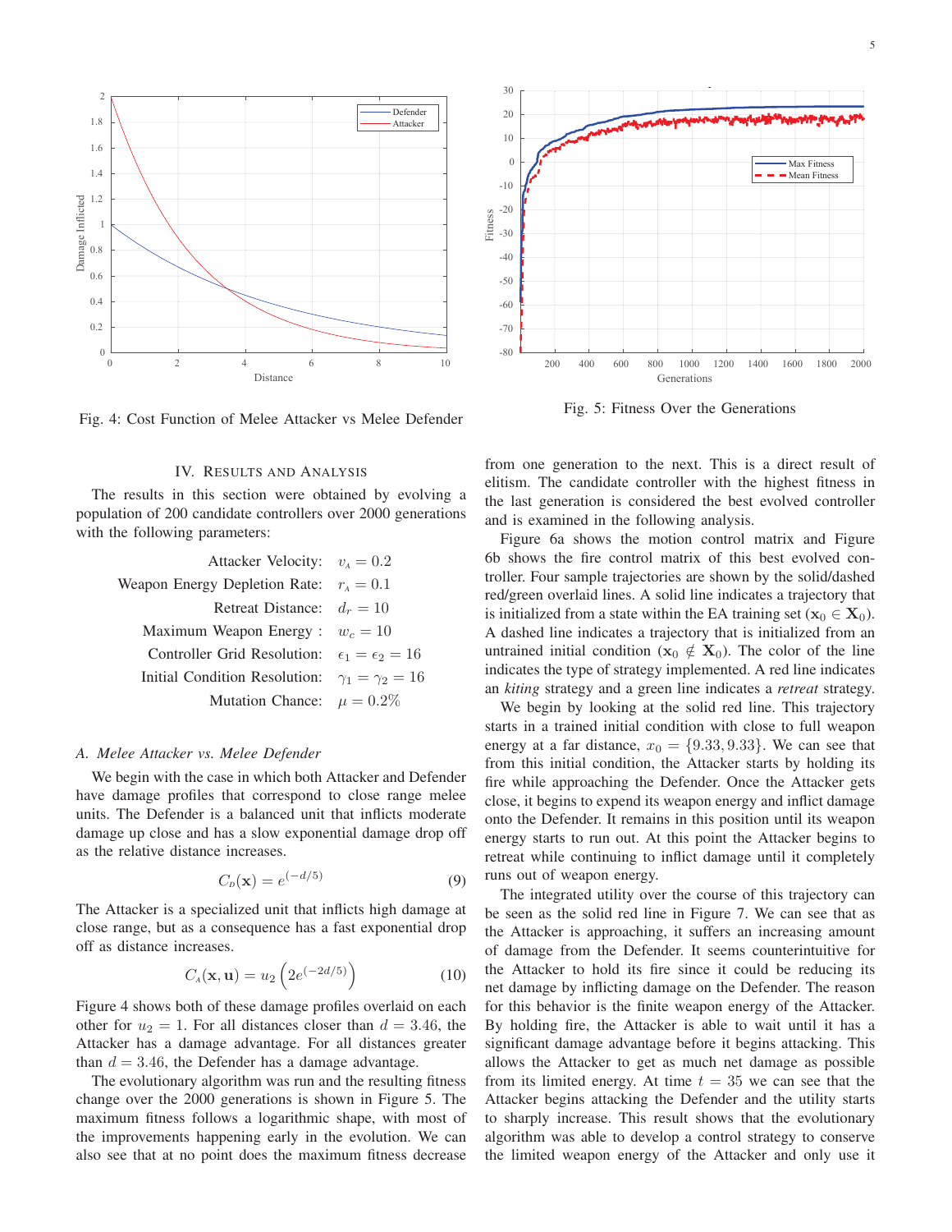Fig. 4: Cost Function of Melee Attacker vs Melee Defender

Fig. 5: Fitness Over the Generations

## IV. Results and Analysis

The results in this section were obtained by evolving a population of 200 candidate controllers over 2000 generations with the following parameters:

$$
\begin{aligned}
\text{Attacker Velocity:} &\quad v_A = 0.2 \\
\text{Weapon Energy Depletion Rate:} &\quad r_A = 0.1 \\
\text{Retreat Distance:} &\quad d_r = 10 \\
\text{Maximum Weapon Energy:} &\quad w_c = 10 \\
\text{Controller Grid Resolution:} &\quad \epsilon_1 = \epsilon_2 = 16 \\
\text{Initial Condition Resolution:} &\quad \gamma_1 = \gamma_2 = 16 \\
\text{Mutation Chance:} &\quad \mu = 0.2\%
\end{aligned}
$$

### A. Melee Attacker vs. Melee Defender

We begin with the case in which both Attacker and Defender have damage profiles that correspond to close range melee units. The Defender is a balanced unit that inflicts moderate damage up close and has a slow exponential damage drop off as the relative distance increases.

$$C_D(\mathbf{x}) = e^{(-d/5)} \tag{9}$$

The Attacker is a specialized unit that inflicts high damage at close range, but as a consequence has a fast exponential drop off as distance increases.

$$C_A(\mathbf{x}, \mathbf{u}) = u_2 \left(2e^{(-2d/5)}\right) \tag{10}$$

Figure 4 shows both of these damage profiles overlaid on each other for $u_2 = 1$. For all distances closer than $d = 3.46$, the Attacker has a damage advantage. For all distances greater than $d = 3.46$, the Defender has a damage advantage.

The evolutionary algorithm was run and the resulting fitness change over the 2000 generations is shown in Figure 5. The maximum fitness follows a logarithmic shape, with most of the improvements happening early in the evolution. We can also see that at no point does the maximum fitness decrease from one generation to the next. This is a direct result of elitism. The candidate controller with the highest fitness in the last generation is considered the best evolved controller and is examined in the following analysis.

Figure 6a shows the motion control matrix and Figure 6b shows the fire control matrix of this best evolved controller. Four sample trajectories are shown by the solid/dashed red/green overlaid lines. A solid line indicates a trajectory that is initialized from a state within the EA training set ($\mathbf{x}_0 \in \mathbf{X}_0$). A dashed line indicates a trajectory that is initialized from an untrained initial condition ($\mathbf{x}_0 \notin \mathbf{X}_0$). The color of the line indicates the type of strategy implemented. A red line indicates an *kiting* strategy and a green line indicates a *retreat* strategy.

We begin by looking at the solid red line. This trajectory starts in a trained initial condition with close to full weapon energy at a far distance, $x_0 = \{9.33, 9.33\}$. We can see that from this initial condition, the Attacker starts by holding its fire while approaching the Defender. Once the Attacker gets close, it begins to expend its weapon energy and inflict damage onto the Defender. It remains in this position until its weapon energy starts to run out. At this point the Attacker begins to retreat while continuing to inflict damage until it completely runs out of weapon energy.

The integrated utility over the course of this trajectory can be seen as the solid red line in Figure 7. We can see that as the Attacker is approaching, it suffers an increasing amount of damage from the Defender. It seems counterintuitive for the Attacker to hold its fire since it could be reducing its net damage by inflicting damage on the Defender. The reason for this behavior is the finite weapon energy of the Attacker. By holding fire, the Attacker is able to wait until it has a significant damage advantage before it begins attacking. This allows the Attacker to get as much net damage as possible from its limited energy. At time $t = 35$ we can see that the Attacker begins attacking the Defender and the utility starts to sharply increase. This result shows that the evolutionary algorithm was able to develop a control strategy to conserve the limited weapon energy of the Attacker and only use it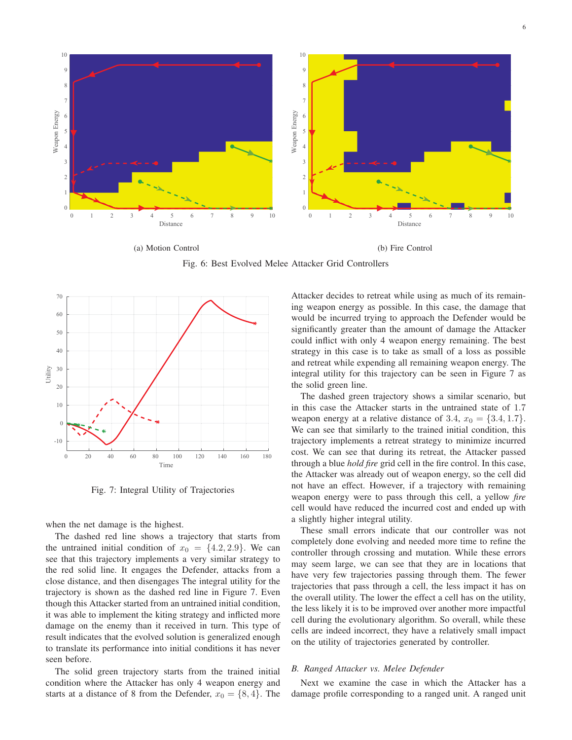(a) Motion Control

(b) Fire Control

Fig. 6: Best Evolved Melee Attacker Grid Controllers

Fig. 7: Integral Utility of Trajectories

when the net damage is the highest.

The dashed red line shows a trajectory that starts from the untrained initial condition of $x_0 = \{4.2, 2.9\}$. We can see that this trajectory implements a very similar strategy to the red solid line. It engages the Defender, attacks from a close distance, and then disengages The integral utility for the trajectory is shown as the dashed red line in Figure 7. Even though this Attacker started from an untrained initial condition, it was able to implement the kiting strategy and inflicted more damage on the enemy than it received in turn. This type of result indicates that the evolved solution is generalized enough to translate its performance into initial conditions it has never seen before.

The solid green trajectory starts from the trained initial condition where the Attacker has only 4 weapon energy and starts at a distance of 8 from the Defender, $x_0 = \{8, 4\}$. The Attacker decides to retreat while using as much of its remaining weapon energy as possible. In this case, the damage that would be incurred trying to approach the Defender would be significantly greater than the amount of damage the Attacker could inflict with only 4 weapon energy remaining. The best strategy in this case is to take as small of a loss as possible and retreat while expending all remaining weapon energy. The integral utility for this trajectory can be seen in Figure 7 as the solid green line.

The dashed green trajectory shows a similar scenario, but in this case the Attacker starts in the untrained state of 1.7 weapon energy at a relative distance of 3.4, $x_0 = \{3.4, 1.7\}$. We can see that similarly to the trained initial condition, this trajectory implements a retreat strategy to minimize incurred cost. We can see that during its retreat, the Attacker passed through a blue *hold fire* grid cell in the fire control. In this case, the Attacker was already out of weapon energy, so the cell did not have an effect. However, if a trajectory with remaining weapon energy were to pass through this cell, a yellow *fire* cell would have reduced the incurred cost and ended up with a slightly higher integral utility.

These small errors indicate that our controller was not completely done evolving and needed more time to refine the controller through crossing and mutation. While these errors may seem large, we can see that they are in locations that have very few trajectories passing through them. The fewer trajectories that pass through a cell, the less impact it has on the overall utility. The lower the effect a cell has on the utility, the less likely it is to be improved over another more impactful cell during the evolutionary algorithm. So overall, while these cells are indeed incorrect, they have a relatively small impact on the utility of trajectories generated by controller.

### *B. Ranged Attacker vs. Melee Defender*

Next we examine the case in which the Attacker has a damage profile corresponding to a ranged unit. A ranged unit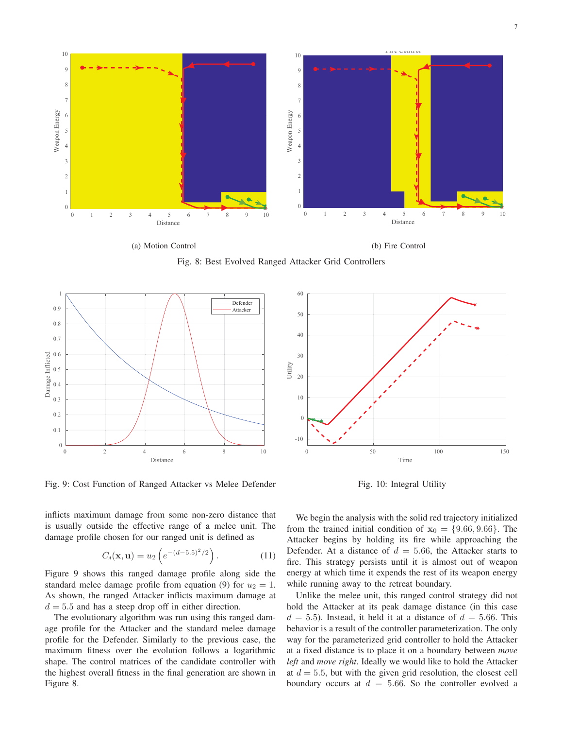(a) Motion Control

(b) Fire Control

Fig. 8: Best Evolved Ranged Attacker Grid Controllers

Fig. 9: Cost Function of Ranged Attacker vs Melee Defender

Fig. 10: Integral Utility

inflicts maximum damage from some non-zero distance that is usually outside the effective range of a melee unit. The damage profile chosen for our ranged unit is defined as

$$C_A(\mathbf{x}, \mathbf{u}) = u_2 \left( e^{-(d-5.5)^2/2} \right). \tag{11}$$

Figure 9 shows this ranged damage profile along side the standard melee damage profile from equation (9) for $u_2 = 1$. As shown, the ranged Attacker inflicts maximum damage at $d = 5.5$ and has a steep drop off in either direction.

The evolutionary algorithm was run using this ranged damage profile for the Attacker and the standard melee damage profile for the Defender. Similarly to the previous case, the maximum fitness over the evolution follows a logarithmic shape. The control matrices of the candidate controller with the highest overall fitness in the final generation are shown in Figure 8.

We begin the analysis with the solid red trajectory initialized from the trained initial condition of $\mathbf{x}_0 = \{9.66, 9.66\}$. The Attacker begins by holding its fire while approaching the Defender. At a distance of $d = 5.66$, the Attacker starts to fire. This strategy persists until it is almost out of weapon energy at which time it expends the rest of its weapon energy while running away to the retreat boundary.

Unlike the melee unit, this ranged control strategy did not hold the Attacker at its peak damage distance (in this case $d = 5.5$). Instead, it held it at a distance of $d = 5.66$. This behavior is a result of the controller parameterization. The only way for the parameterized grid controller to hold the Attacker at a fixed distance is to place it on a boundary between *move left* and *move right*. Ideally we would like to hold the Attacker at $d = 5.5$, but with the given grid resolution, the closest cell boundary occurs at $d = 5.66$. So the controller evolved a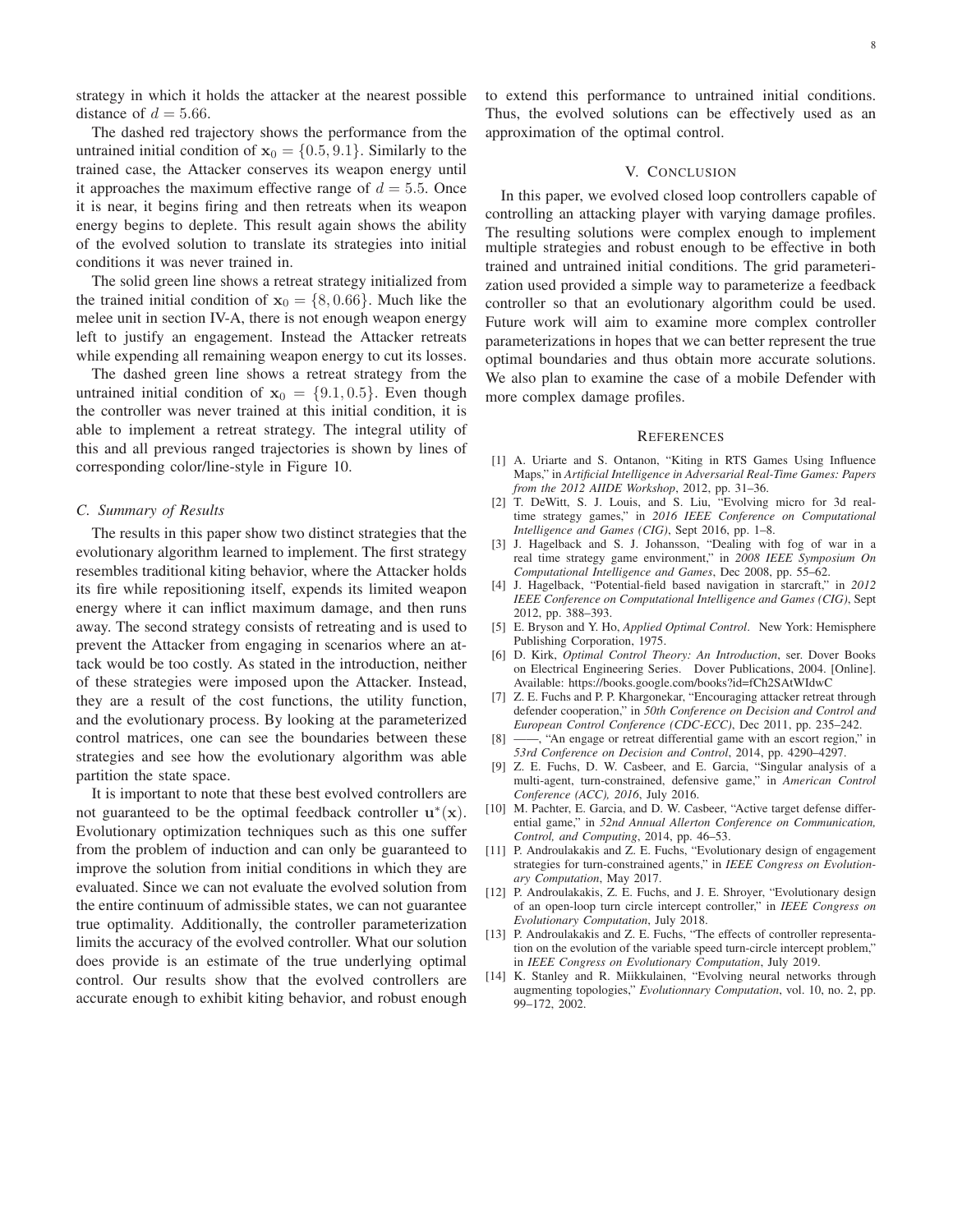strategy in which it holds the attacker at the nearest possible distance of $d = 5.66$.

The dashed red trajectory shows the performance from the untrained initial condition of $\mathbf{x}_0 = \{0.5, 9.1\}$. Similarly to the trained case, the Attacker conserves its weapon energy until it approaches the maximum effective range of $d = 5.5$. Once it is near, it begins firing and then retreats when its weapon energy begins to deplete. This result again shows the ability of the evolved solution to translate its strategies into initial conditions it was never trained in.

The solid green line shows a retreat strategy initialized from the trained initial condition of $\mathbf{x}_0 = \{8, 0.66\}$. Much like the melee unit in section IV-A, there is not enough weapon energy left to justify an engagement. Instead the Attacker retreats while expending all remaining weapon energy to cut its losses.

The dashed green line shows a retreat strategy from the untrained initial condition of $\mathbf{x}_0 = \{9.1, 0.5\}$. Even though the controller was never trained at this initial condition, it is able to implement a retreat strategy. The integral utility of this and all previous ranged trajectories is shown by lines of corresponding color/line-style in Figure 10.

### C. Summary of Results

The results in this paper show two distinct strategies that the evolutionary algorithm learned to implement. The first strategy resembles traditional kiting behavior, where the Attacker holds its fire while repositioning itself, expends its limited weapon energy where it can inflict maximum damage, and then runs away. The second strategy consists of retreating and is used to prevent the Attacker from engaging in scenarios where an attack would be too costly. As stated in the introduction, neither of these strategies were imposed upon the Attacker. Instead, they are a result of the cost functions, the utility function, and the evolutionary process. By looking at the parameterized control matrices, one can see the boundaries between these strategies and see how the evolutionary algorithm was able partition the state space.

It is important to note that these best evolved controllers are not guaranteed to be the optimal feedback controller $\mathbf{u}^*(\mathbf{x})$. Evolutionary optimization techniques such as this one suffer from the problem of induction and can only be guaranteed to improve the solution from initial conditions in which they are evaluated. Since we can not evaluate the evolved solution from the entire continuum of admissible states, we can not guarantee true optimality. Additionally, the controller parameterization limits the accuracy of the evolved controller. What our solution does provide is an estimate of the true underlying optimal control. Our results show that the evolved controllers are accurate enough to exhibit kiting behavior, and robust enough to extend this performance to untrained initial conditions. Thus, the evolved solutions can be effectively used as an approximation of the optimal control.

## V. Conclusion

In this paper, we evolved closed loop controllers capable of controlling an attacking player with varying damage profiles. The resulting solutions were complex enough to implement multiple strategies and robust enough to be effective in both trained and untrained initial conditions. The grid parameterization used provided a simple way to parameterize a feedback controller so that an evolutionary algorithm could be used. Future work will aim to examine more complex controller parameterizations in hopes that we can better represent the true optimal boundaries and thus obtain more accurate solutions. We also plan to examine the case of a mobile Defender with more complex damage profiles.

## References

[1] A. Uriarte and S. Ontanon, "Kiting in RTS Games Using Influence Maps," in *Artificial Intelligence in Adversarial Real-Time Games: Papers from the 2012 AIIDE Workshop*, 2012, pp. 31–36.

[2] T. DeWitt, S. J. Louis, and S. Liu, "Evolving micro for 3d real-time strategy games," in *2016 IEEE Conference on Computational Intelligence and Games (CIG)*, Sept 2016, pp. 1–8.

[3] J. Hagelback and S. J. Johansson, "Dealing with fog of war in a real time strategy game environment," in *2008 IEEE Symposium On Computational Intelligence and Games*, Dec 2008, pp. 55–62.

[4] J. Hagelback, "Potential-field based navigation in starcraft," in *2012 IEEE Conference on Computational Intelligence and Games (CIG)*, Sept 2012, pp. 388–393.

[5] E. Bryson and Y. Ho, *Applied Optimal Control*. New York: Hemisphere Publishing Corporation, 1975.

[6] D. Kirk, *Optimal Control Theory: An Introduction*, ser. Dover Books on Electrical Engineering Series. Dover Publications, 2004. [Online]. Available: https://books.google.com/books?id=fCh2SAtWIdwC

[7] Z. E. Fuchs and P. P. Khargonekar, "Encouraging attacker retreat through defender cooperation," in *50th Conference on Decision and Control and European Control Conference (CDC-ECC)*, Dec 2011, pp. 235–242.

[8] ——, "An engage or retreat differential game with an escort region," in *53rd Conference on Decision and Control*, 2014, pp. 4290–4297.

[9] Z. E. Fuchs, D. W. Casbeer, and E. Garcia, "Singular analysis of a multi-agent, turn-constrained, defensive game," in *American Control Conference (ACC), 2016*, July 2016.

[10] M. Pachter, E. Garcia, and D. W. Casbeer, "Active target defense differential game," in *52nd Annual Allerton Conference on Communication, Control, and Computing*, 2014, pp. 46–53.

[11] P. Androulakakis and Z. E. Fuchs, "Evolutionary design of engagement strategies for turn-constrained agents," in *IEEE Congress on Evolutionary Computation*, May 2017.

[12] P. Androulakakis, Z. E. Fuchs, and J. E. Shroyer, "Evolutionary design of an open-loop turn circle intercept controller," in *IEEE Congress on Evolutionary Computation*, July 2018.

[13] P. Androulakakis and Z. E. Fuchs, "The effects of controller representation on the evolution of the variable speed turn-circle intercept problem," in *IEEE Congress on Evolutionary Computation*, July 2019.

[14] K. Stanley and R. Miikkulainen, "Evolving neural networks through augmenting topologies," *Evolutionnary Computation*, vol. 10, no. 2, pp. 99–172, 2002.